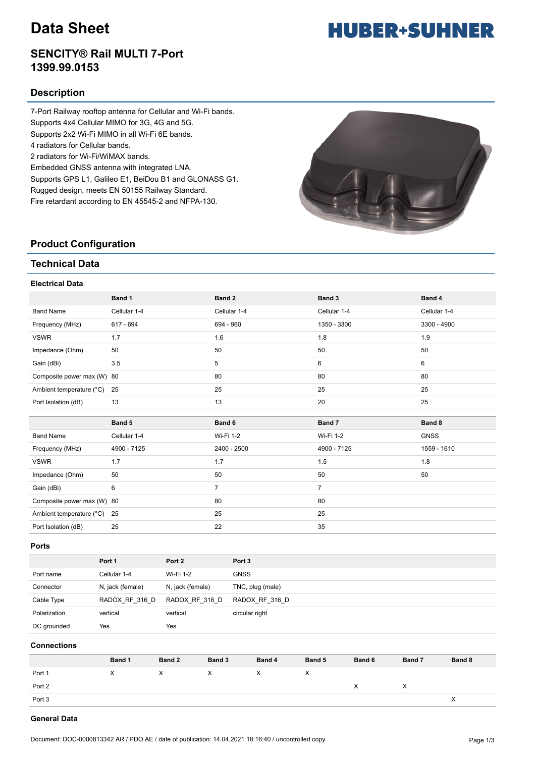# Data Sheet

## SENCITY® Rail MULTI 7-Port 1399.99.0153

HUBER+SUHNER

## Description

7-Port Railway rooftop antenna for Cellular and Wi-Fi bands.
Supports 4x4 Cellular MIMO for 3G, 4G and 5G.
Supports 2x2 Wi-Fi MIMO in all Wi-Fi 6E bands.
4 radiators for Cellular bands.
2 radiators for Wi-Fi/WiMAX bands.
Embedded GNSS antenna with integrated LNA.
Supports GPS L1, Galileo E1, BeiDou B1 and GLONASS G1.
Rugged design, meets EN 50155 Railway Standard.
Fire retardant according to EN 45545-2 and NFPA-130.

## Product Configuration

## Technical Data

### Electrical Data

| | Band 1 | Band 2 | Band 3 | Band 4 |
|---|---|---|---|---|
| Band Name | Cellular 1-4 | Cellular 1-4 | Cellular 1-4 | Cellular 1-4 |
| Frequency (MHz) | 617 - 694 | 694 - 960 | 1350 - 3300 | 3300 - 4900 |
| VSWR | 1.7 | 1.6 | 1.8 | 1.9 |
| Impedance (Ohm) | 50 | 50 | 50 | 50 |
| Gain (dBi) | 3.5 | 5 | 6 | 6 |
| Composite power max (W) | 80 | 80 | 80 | 80 |
| Ambient temperature (°C) | 25 | 25 | 25 | 25 |
| Port Isolation (dB) | 13 | 13 | 20 | 25 |

| | Band 5 | Band 6 | Band 7 | Band 8 |
|---|---|---|---|---|
| Band Name | Cellular 1-4 | Wi-Fi 1-2 | Wi-Fi 1-2 | GNSS |
| Frequency (MHz) | 4900 - 7125 | 2400 - 2500 | 4900 - 7125 | 1559 - 1610 |
| VSWR | 1.7 | 1.7 | 1.5 | 1.8 |
| Impedance (Ohm) | 50 | 50 | 50 | 50 |
| Gain (dBi) | 6 | 7 | 7 | |
| Composite power max (W) | 80 | 80 | 80 | |
| Ambient temperature (°C) | 25 | 25 | 25 | |
| Port Isolation (dB) | 25 | 22 | 35 | |

### Ports

| | Port 1 | Port 2 | Port 3 |
|---|---|---|---|
| Port name | Cellular 1-4 | Wi-Fi 1-2 | GNSS |
| Connector | N, jack (female) | N, jack (female) | TNC, plug (male) |
| Cable Type | RADOX_RF_316_D | RADOX_RF_316_D | RADOX_RF_316_D |
| Polarization | vertical | vertical | circular right |
| DC grounded | Yes | Yes | |

### Connections

| | Band 1 | Band 2 | Band 3 | Band 4 | Band 5 | Band 6 | Band 7 | Band 8 |
|---|---|---|---|---|---|---|---|---|
| Port 1 | X | X | X | X | X | | | |
| Port 2 | | | | | | X | X | |
| Port 3 | | | | | | | | X |

### General Data

Document: DOC-0000813342 AR / PDO AE / date of publication: 14.04.2021 18:16:40 / uncontrolled copy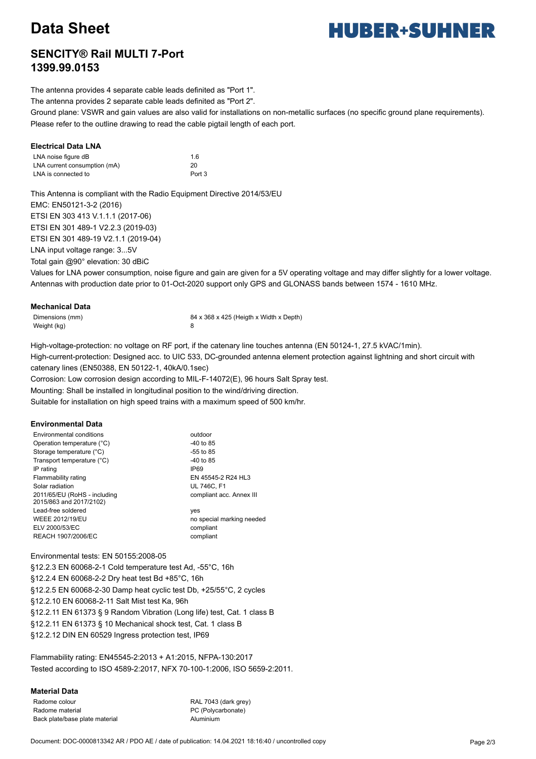# Data Sheet

## SENCITY® Rail MULTI 7-Port
## 1399.99.0153

The antenna provides 4 separate cable leads definited as "Port 1".
The antenna provides 2 separate cable leads definited as "Port 2".
Ground plane: VSWR and gain values are also valid for installations on non-metallic surfaces (no specific ground plane requirements).
Please refer to the outline drawing to read the cable pigtail length of each port.

### Electrical Data LNA

| | |
|---|---|
| LNA noise figure dB | 1.6 |
| LNA current consumption (mA) | 20 |
| LNA is connected to | Port 3 |

This Antenna is compliant with the Radio Equipment Directive 2014/53/EU
EMC: EN50121-3-2 (2016)
ETSI EN 303 413 V.1.1.1 (2017-06)
ETSI EN 301 489-1 V2.2.3 (2019-03)
ETSI EN 301 489-19 V2.1.1 (2019-04)
LNA input voltage range: 3...5V
Total gain @90° elevation: 30 dBiC
Values for LNA power consumption, noise figure and gain are given for a 5V operating voltage and may differ slightly for a lower voltage.
Antennas with production date prior to 01-Oct-2020 support only GPS and GLONASS bands between 1574 - 1610 MHz.

### Mechanical Data

| | |
|---|---|
| Dimensions (mm) | 84 x 368 x 425 (Heigth x Width x Depth) |
| Weight (kg) | 8 |

High-voltage-protection: no voltage on RF port, if the catenary line touches antenna (EN 50124-1, 27.5 kVAC/1min).
High-current-protection: Designed acc. to UIC 533, DC-grounded antenna element protection against lightning and short circuit with catenary lines (EN50388, EN 50122-1, 40kA/0.1sec)
Corrosion: Low corrosion design according to MIL-F-14072(E), 96 hours Salt Spray test.
Mounting: Shall be installed in longitudinal position to the wind/driving direction.
Suitable for installation on high speed trains with a maximum speed of 500 km/hr.

### Environmental Data

| | |
|---|---|
| Environmental conditions | outdoor |
| Operation temperature (°C) | -40 to 85 |
| Storage temperature (°C) | -55 to 85 |
| Transport temperature (°C) | -40 to 85 |
| IP rating | IP69 |
| Flammability rating | EN 45545-2 R24 HL3 |
| Solar radiation | UL 746C, F1 |
| 2011/65/EU (RoHS - including 2015/863 and 2017/2102) | compliant acc. Annex III |
| Lead-free soldered | yes |
| WEEE 2012/19/EU | no special marking needed |
| ELV 2000/53/EC | compliant |
| REACH 1907/2006/EC | compliant |

Environmental tests: EN 50155:2008-05
§12.2.3 EN 60068-2-1 Cold temperature test Ad, -55°C, 16h
§12.2.4 EN 60068-2-2 Dry heat test Bd +85°C, 16h
§12.2.5 EN 60068-2-30 Damp heat cyclic test Db, +25/55°C, 2 cycles
§12.2.10 EN 60068-2-11 Salt Mist test Ka, 96h
§12.2.11 EN 61373 § 9 Random Vibration (Long life) test, Cat. 1 class B
§12.2.11 EN 61373 § 10 Mechanical shock test, Cat. 1 class B
§12.2.12 DIN EN 60529 Ingress protection test, IP69

Flammability rating: EN45545-2:2013 + A1:2015, NFPA-130:2017
Tested according to ISO 4589-2:2017, NFX 70-100-1:2006, ISO 5659-2:2011.

### Material Data

| | |
|---|---|
| Radome colour | RAL 7043 (dark grey) |
| Radome material | PC (Polycarbonate) |
| Back plate/base plate material | Aluminium |

Document: DOC-0000813342 AR / PDO AE / date of publication: 14.04.2021 18:16:40 / uncontrolled copy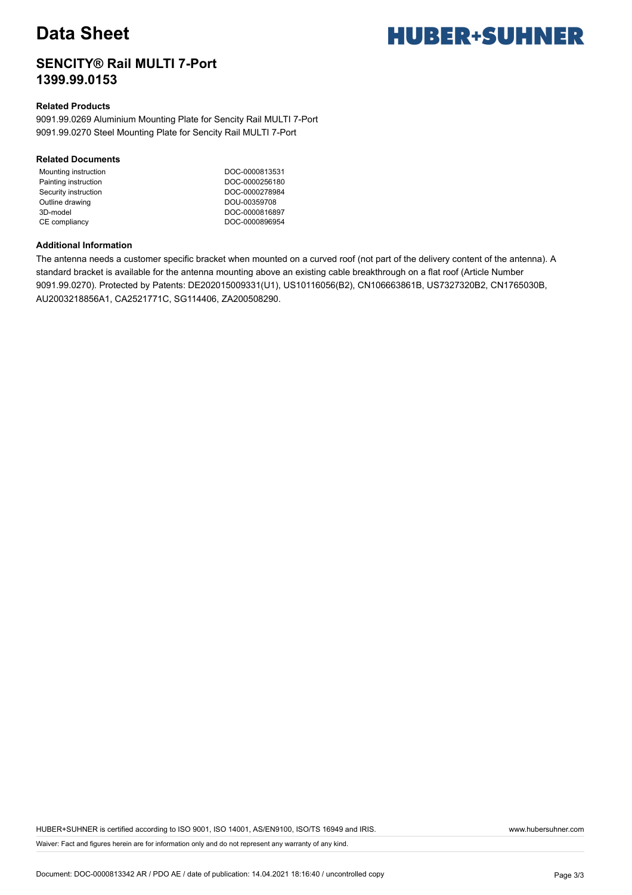# Data Sheet

HUBER+SUHNER

## SENCITY® Rail MULTI 7-Port 1399.99.0153

### Related Products

9091.99.0269 Aluminium Mounting Plate for Sencity Rail MULTI 7-Port
9091.99.0270 Steel Mounting Plate for Sencity Rail MULTI 7-Port

### Related Documents

| | |
|---|---|
| Mounting instruction | DOC-0000813531 |
| Painting instruction | DOC-0000256180 |
| Security instruction | DOC-0000278984 |
| Outline drawing | DOU-00359708 |
| 3D-model | DOC-0000816897 |
| CE compliancy | DOC-0000896954 |

### Additional Information

The antenna needs a customer specific bracket when mounted on a curved roof (not part of the delivery content of the antenna). A standard bracket is available for the antenna mounting above an existing cable breakthrough on a flat roof (Article Number 9091.99.0270). Protected by Patents: DE202015009331(U1), US10116056(B2), CN106663861B, US7327320B2, CN1765030B, AU2003218856A1, CA2521771C, SG114406, ZA200508290.

HUBER+SUHNER is certified according to ISO 9001, ISO 14001, AS/EN9100, ISO/TS 16949 and IRIS. www.hubersuhner.com

Waiver: Fact and figures herein are for information only and do not represent any warranty of any kind.

Document: DOC-0000813342 AR / PDO AE / date of publication: 14.04.2021 18:16:40 / uncontrolled copy